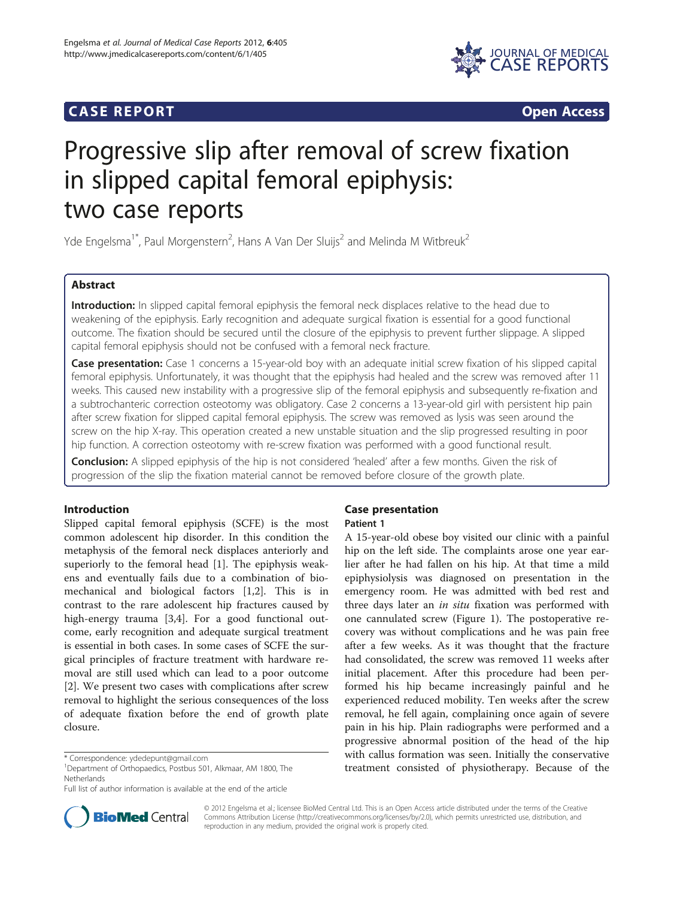**CASE REPORT** **Open Access**

# Progressive slip after removal of screw fixation in slipped capital femoral epiphysis: two case reports

Yde Engelsma[1*], Paul Morgenstern[2], Hans A Van Der Sluijs[2] and Melinda M Witbreuk[2]

## Abstract

**Introduction:** In slipped capital femoral epiphysis the femoral neck displaces relative to the head due to weakening of the epiphysis. Early recognition and adequate surgical fixation is essential for a good functional outcome. The fixation should be secured until the closure of the epiphysis to prevent further slippage. A slipped capital femoral epiphysis should not be confused with a femoral neck fracture.

**Case presentation:** Case 1 concerns a 15-year-old boy with an adequate initial screw fixation of his slipped capital femoral epiphysis. Unfortunately, it was thought that the epiphysis had healed and the screw was removed after 11 weeks. This caused new instability with a progressive slip of the femoral epiphysis and subsequently re-fixation and a subtrochanteric correction osteotomy was obligatory. Case 2 concerns a 13-year-old girl with persistent hip pain after screw fixation for slipped capital femoral epiphysis. The screw was removed as lysis was seen around the screw on the hip X-ray. This operation created a new unstable situation and the slip progressed resulting in poor hip function. A correction osteotomy with re-screw fixation was performed with a good functional result.

**Conclusion:** A slipped epiphysis of the hip is not considered 'healed' after a few months. Given the risk of progression of the slip the fixation material cannot be removed before closure of the growth plate.

## Introduction

Slipped capital femoral epiphysis (SCFE) is the most common adolescent hip disorder. In this condition the metaphysis of the femoral neck displaces anteriorly and superiorly to the femoral head [1]. The epiphysis weakens and eventually fails due to a combination of biomechanical and biological factors [1,2]. This is in contrast to the rare adolescent hip fractures caused by high-energy trauma [3,4]. For a good functional outcome, early recognition and adequate surgical treatment is essential in both cases. In some cases of SCFE the surgical principles of fracture treatment with hardware removal are still used which can lead to a poor outcome [2]. We present two cases with complications after screw removal to highlight the serious consequences of the loss of adequate fixation before the end of growth plate closure.

## Case presentation

### Patient 1

A 15-year-old obese boy visited our clinic with a painful hip on the left side. The complaints arose one year earlier after he had fallen on his hip. At that time a mild epiphysiolysis was diagnosed on presentation in the emergency room. He was admitted with bed rest and three days later an *in situ* fixation was performed with one cannulated screw (Figure 1). The postoperative recovery was without complications and he was pain free after a few weeks. As it was thought that the fracture had consolidated, the screw was removed 11 weeks after initial placement. After this procedure had been performed his hip became increasingly painful and he experienced reduced mobility. Ten weeks after the screw removal, he fell again, complaining once again of severe pain in his hip. Plain radiographs were performed and a progressive abnormal position of the head of the hip with callus formation was seen. Initially the conservative treatment consisted of physiotherapy. Because of the

\* Correspondence: ydedepunt@gmail.com
[1]Department of Orthopaedics, Postbus 501, Alkmaar, AM 1800, The Netherlands
Full list of author information is available at the end of the article

© 2012 Engelsma et al.; licensee BioMed Central Ltd. This is an Open Access article distributed under the terms of the Creative Commons Attribution License (http://creativecommons.org/licenses/by/2.0), which permits unrestricted use, distribution, and reproduction in any medium, provided the original work is properly cited.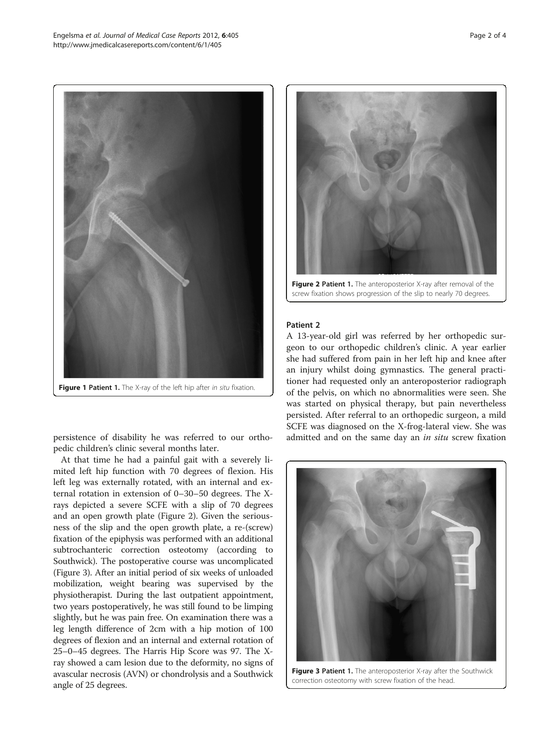Figure 1 Patient 1. The X-ray of the left hip after *in situ* fixation.

persistence of disability he was referred to our orthopedic children's clinic several months later.

At that time he had a painful gait with a severely limited left hip function with 70 degrees of flexion. His left leg was externally rotated, with an internal and external rotation in extension of 0–30–50 degrees. The X-rays depicted a severe SCFE with a slip of 70 degrees and an open growth plate (Figure 2). Given the seriousness of the slip and the open growth plate, a re-(screw) fixation of the epiphysis was performed with an additional subtrochanteric correction osteotomy (according to Southwick). The postoperative course was uncomplicated (Figure 3). After an initial period of six weeks of unloaded mobilization, weight bearing was supervised by the physiotherapist. During the last outpatient appointment, two years postoperatively, he was still found to be limping slightly, but he was pain free. On examination there was a leg length difference of 2cm with a hip motion of 100 degrees of flexion and an internal and external rotation of 25–0–45 degrees. The Harris Hip Score was 97. The X-ray showed a cam lesion due to the deformity, no signs of avascular necrosis (AVN) or chondrolysis and a Southwick angle of 25 degrees.

Figure 2 Patient 1. The anteroposterior X-ray after removal of the screw fixation shows progression of the slip to nearly 70 degrees.

### Patient 2

A 13-year-old girl was referred by her orthopedic surgeon to our orthopedic children's clinic. A year earlier she had suffered from pain in her left hip and knee after an injury whilst doing gymnastics. The general practitioner had requested only an anteroposterior radiograph of the pelvis, on which no abnormalities were seen. She was started on physical therapy, but pain nevertheless persisted. After referral to an orthopedic surgeon, a mild SCFE was diagnosed on the X-frog-lateral view. She was admitted and on the same day an *in situ* screw fixation

Figure 3 Patient 1. The anteroposterior X-ray after the Southwick correction osteotomy with screw fixation of the head.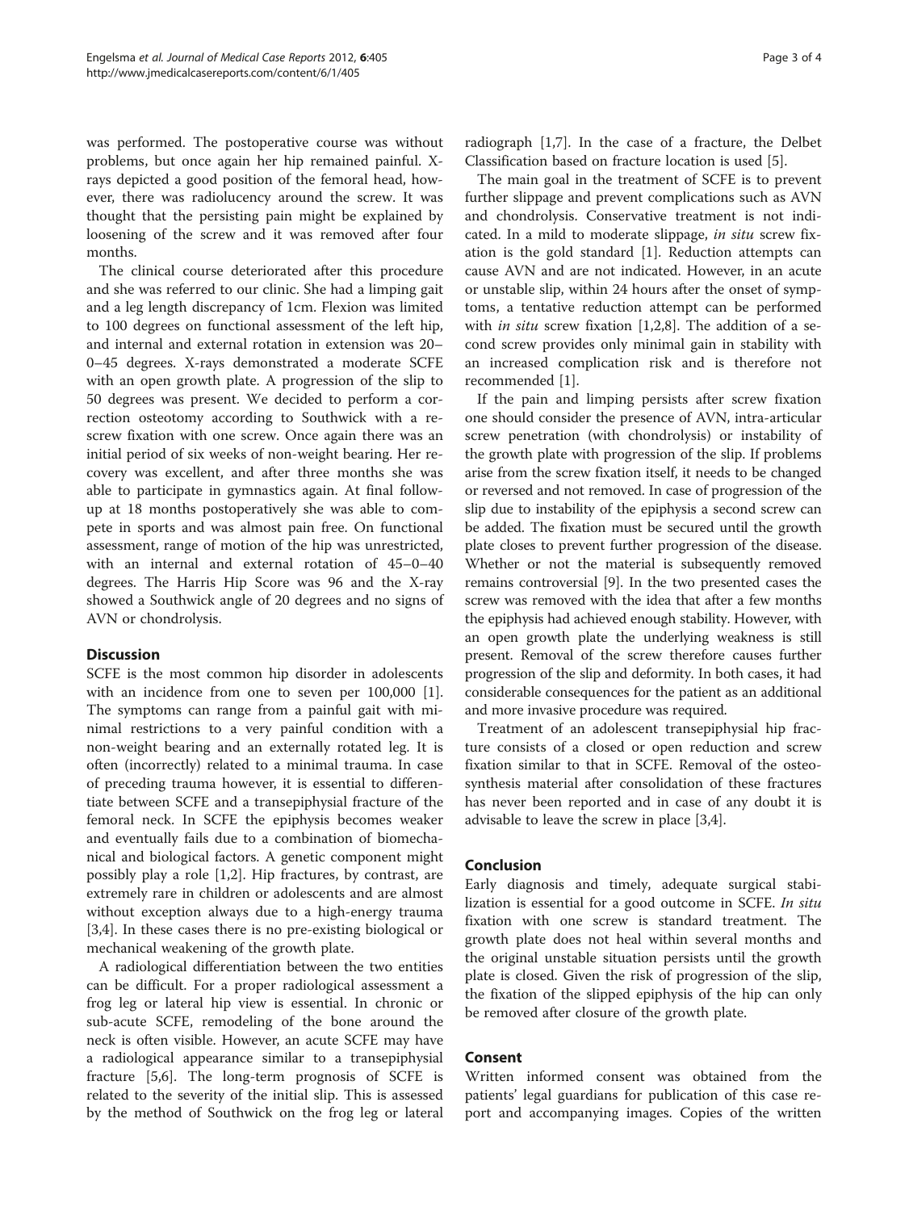was performed. The postoperative course was without problems, but once again her hip remained painful. X-rays depicted a good position of the femoral head, however, there was radiolucency around the screw. It was thought that the persisting pain might be explained by loosening of the screw and it was removed after four months.

The clinical course deteriorated after this procedure and she was referred to our clinic. She had a limping gait and a leg length discrepancy of 1cm. Flexion was limited to 100 degrees on functional assessment of the left hip, and internal and external rotation in extension was 20–0–45 degrees. X-rays demonstrated a moderate SCFE with an open growth plate. A progression of the slip to 50 degrees was present. We decided to perform a correction osteotomy according to Southwick with a re-screw fixation with one screw. Once again there was an initial period of six weeks of non-weight bearing. Her recovery was excellent, and after three months she was able to participate in gymnastics again. At final follow-up at 18 months postoperatively she was able to compete in sports and was almost pain free. On functional assessment, range of motion of the hip was unrestricted, with an internal and external rotation of 45–0–40 degrees. The Harris Hip Score was 96 and the X-ray showed a Southwick angle of 20 degrees and no signs of AVN or chondrolysis.

## Discussion

SCFE is the most common hip disorder in adolescents with an incidence from one to seven per 100,000 [1]. The symptoms can range from a painful gait with minimal restrictions to a very painful condition with a non-weight bearing and an externally rotated leg. It is often (incorrectly) related to a minimal trauma. In case of preceding trauma however, it is essential to differentiate between SCFE and a transepiphysial fracture of the femoral neck. In SCFE the epiphysis becomes weaker and eventually fails due to a combination of biomechanical and biological factors. A genetic component might possibly play a role [1,2]. Hip fractures, by contrast, are extremely rare in children or adolescents and are almost without exception always due to a high-energy trauma [3,4]. In these cases there is no pre-existing biological or mechanical weakening of the growth plate.

A radiological differentiation between the two entities can be difficult. For a proper radiological assessment a frog leg or lateral hip view is essential. In chronic or sub-acute SCFE, remodeling of the bone around the neck is often visible. However, an acute SCFE may have a radiological appearance similar to a transepiphysial fracture [5,6]. The long-term prognosis of SCFE is related to the severity of the initial slip. This is assessed by the method of Southwick on the frog leg or lateral radiograph [1,7]. In the case of a fracture, the Delbet Classification based on fracture location is used [5].

The main goal in the treatment of SCFE is to prevent further slippage and prevent complications such as AVN and chondrolysis. Conservative treatment is not indicated. In a mild to moderate slippage, *in situ* screw fixation is the gold standard [1]. Reduction attempts can cause AVN and are not indicated. However, in an acute or unstable slip, within 24 hours after the onset of symptoms, a tentative reduction attempt can be performed with *in situ* screw fixation [1,2,8]. The addition of a second screw provides only minimal gain in stability with an increased complication risk and is therefore not recommended [1].

If the pain and limping persists after screw fixation one should consider the presence of AVN, intra-articular screw penetration (with chondrolysis) or instability of the growth plate with progression of the slip. If problems arise from the screw fixation itself, it needs to be changed or reversed and not removed. In case of progression of the slip due to instability of the epiphysis a second screw can be added. The fixation must be secured until the growth plate closes to prevent further progression of the disease. Whether or not the material is subsequently removed remains controversial [9]. In the two presented cases the screw was removed with the idea that after a few months the epiphysis had achieved enough stability. However, with an open growth plate the underlying weakness is still present. Removal of the screw therefore causes further progression of the slip and deformity. In both cases, it had considerable consequences for the patient as an additional and more invasive procedure was required.

Treatment of an adolescent transepiphysial hip fracture consists of a closed or open reduction and screw fixation similar to that in SCFE. Removal of the osteosynthesis material after consolidation of these fractures has never been reported and in case of any doubt it is advisable to leave the screw in place [3,4].

## Conclusion

Early diagnosis and timely, adequate surgical stabilization is essential for a good outcome in SCFE. *In situ* fixation with one screw is standard treatment. The growth plate does not heal within several months and the original unstable situation persists until the growth plate is closed. Given the risk of progression of the slip, the fixation of the slipped epiphysis of the hip can only be removed after closure of the growth plate.

## Consent

Written informed consent was obtained from the patients' legal guardians for publication of this case report and accompanying images. Copies of the written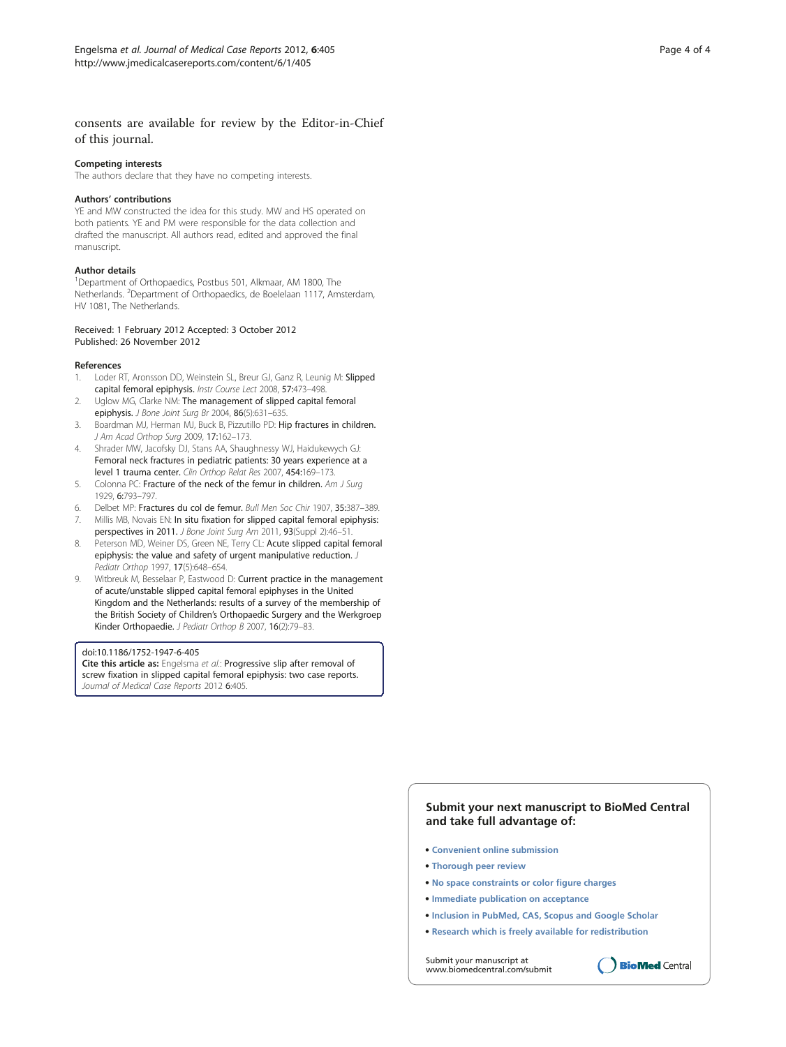consents are available for review by the Editor-in-Chief of this journal.

### Competing interests

The authors declare that they have no competing interests.

### Authors' contributions

YE and MW constructed the idea for this study. MW and HS operated on both patients. YE and PM were responsible for the data collection and drafted the manuscript. All authors read, edited and approved the final manuscript.

### Author details

[1]Department of Orthopaedics, Postbus 501, Alkmaar, AM 1800, The Netherlands. [2]Department of Orthopaedics, de Boelelaan 1117, Amsterdam, HV 1081, The Netherlands.

Received: 1 February 2012 Accepted: 3 October 2012
Published: 26 November 2012

### References

1. Loder RT, Aronsson DD, Weinstein SL, Breur GJ, Ganz R, Leunig M: **Slipped capital femoral epiphysis.** *Instr Course Lect* 2008, **57**:473–498.
2. Uglow MG, Clarke NM: **The management of slipped capital femoral epiphysis.** *J Bone Joint Surg Br* 2004, **86**(5):631–635.
3. Boardman MJ, Herman MJ, Buck B, Pizzutillo PD: **Hip fractures in children.** *J Am Acad Orthop Surg* 2009, **17**:162–173.
4. Shrader MW, Jacofsky DJ, Stans AA, Shaughnessy WJ, Haidukewych GJ: **Femoral neck fractures in pediatric patients: 30 years experience at a level 1 trauma center.** *Clin Orthop Relat Res* 2007, **454**:169–173.
5. Colonna PC: **Fracture of the neck of the femur in children.** *Am J Surg* 1929, **6**:793–797.
6. Delbet MP: **Fractures du col de femur.** *Bull Men Soc Chir* 1907, **35**:387–389.
7. Millis MB, Novais EN: **In situ fixation for slipped capital femoral epiphysis: perspectives in 2011.** *J Bone Joint Surg Am* 2011, **93**(Suppl 2):46–51.
8. Peterson MD, Weiner DS, Green NE, Terry CL: **Acute slipped capital femoral epiphysis: the value and safety of urgent manipulative reduction.** *J Pediatr Orthop* 1997, **17**(5):648–654.
9. Witbreuk M, Besselaar P, Eastwood D: **Current practice in the management of acute/unstable slipped capital femoral epiphyses in the United Kingdom and the Netherlands: results of a survey of the membership of the British Society of Children's Orthopaedic Surgery and the Werkgroep Kinder Orthopaedie.** *J Pediatr Orthop B* 2007, **16**(2):79–83.

doi:10.1186/1752-1947-6-405
**Cite this article as:** Engelsma *et al.*: Progressive slip after removal of screw fixation in slipped capital femoral epiphysis: two case reports. *Journal of Medical Case Reports* 2012 **6**:405.

**Submit your next manuscript to BioMed Central and take full advantage of:**

- **Convenient online submission**
- **Thorough peer review**
- **No space constraints or color figure charges**
- **Immediate publication on acceptance**
- **Inclusion in PubMed, CAS, Scopus and Google Scholar**
- **Research which is freely available for redistribution**

Submit your manuscript at
www.biomedcentral.com/submit

BioMed Central